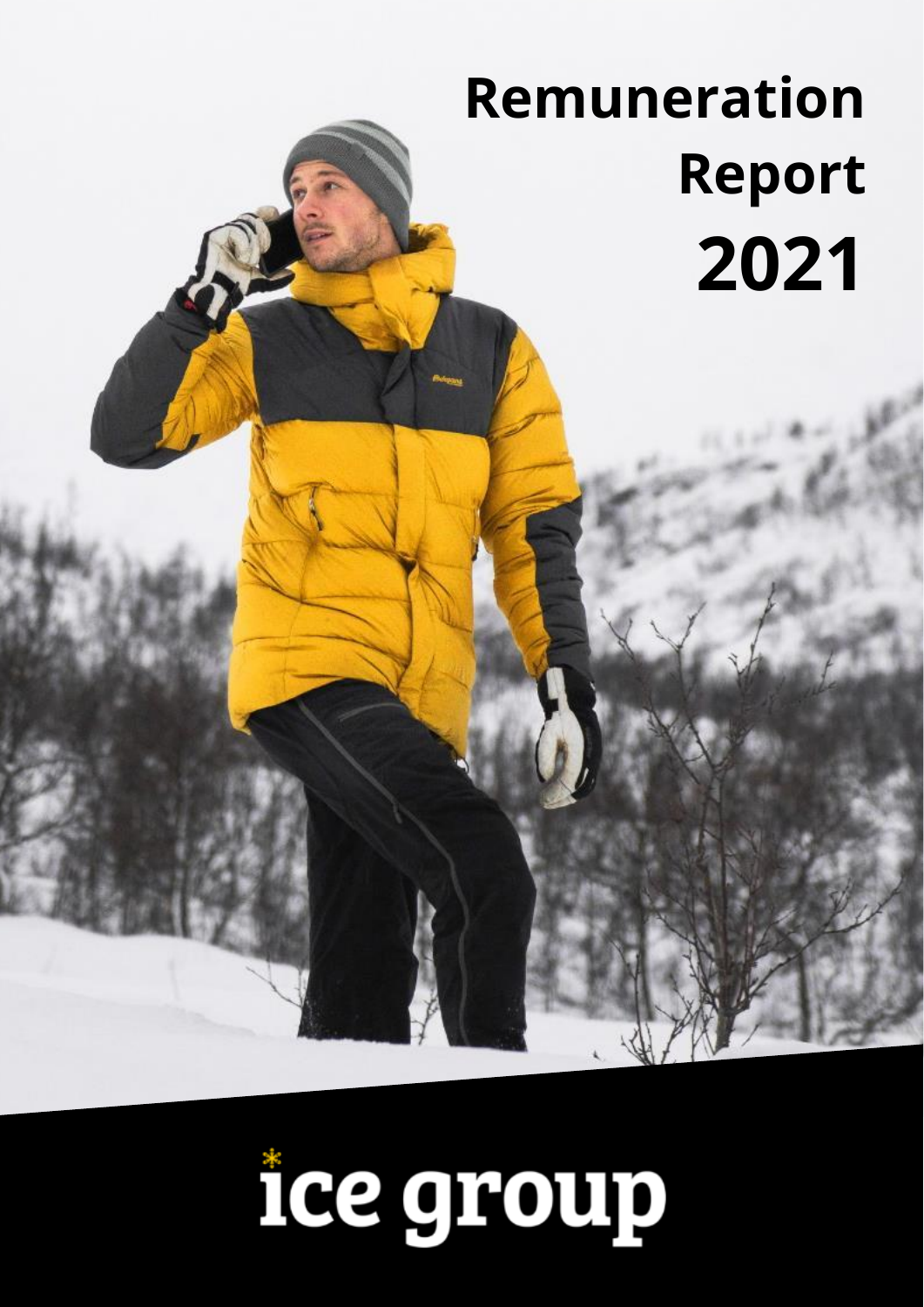# Remuneration Report 2021

ice group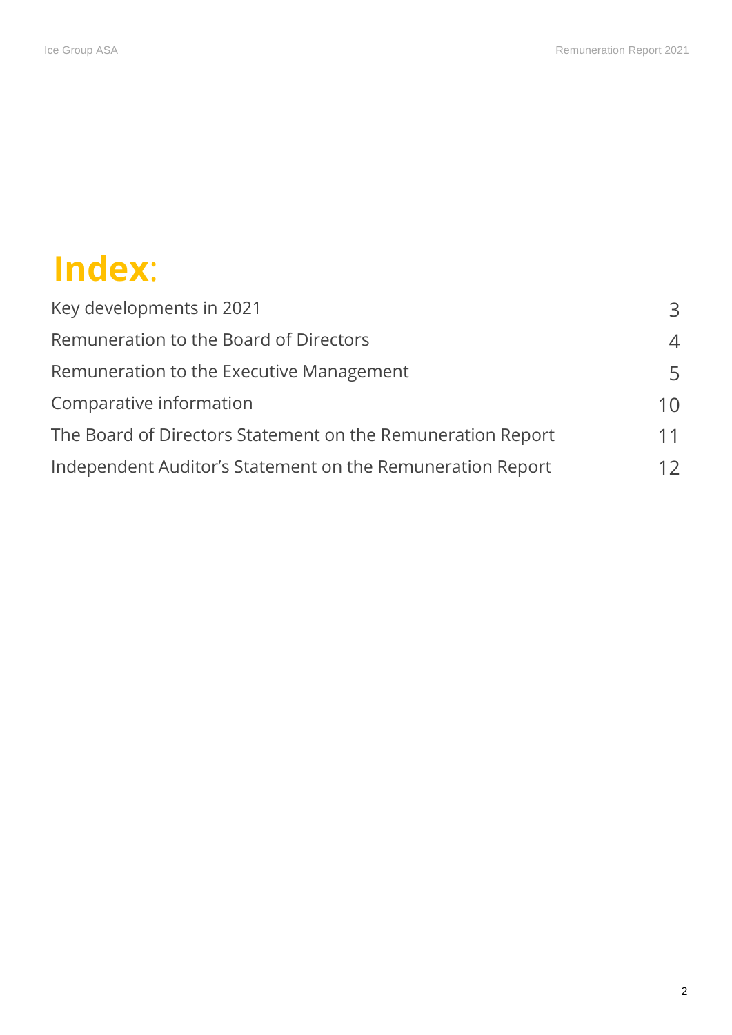# Index:

| | |
|---|---|
| Key developments in 2021 | 3 |
| Remuneration to the Board of Directors | 4 |
| Remuneration to the Executive Management | 5 |
| Comparative information | 10 |
| The Board of Directors Statement on the Remuneration Report | 11 |
| Independent Auditor’s Statement on the Remuneration Report | 12 |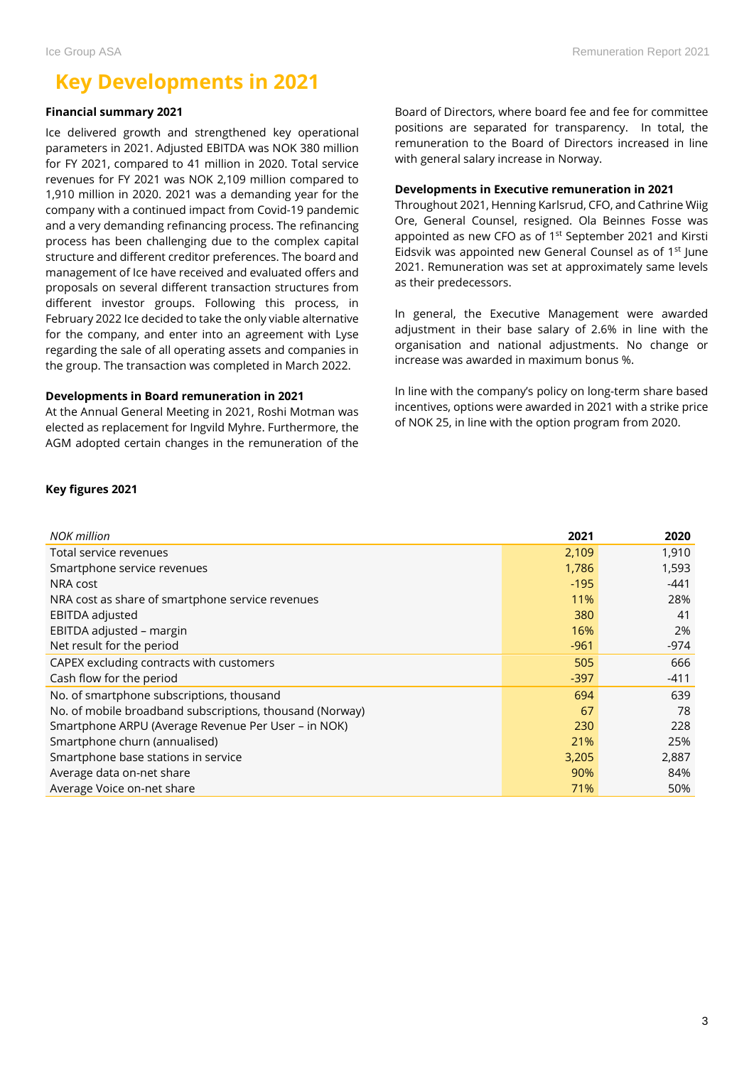# Key Developments in 2021

**Financial summary 2021**

Ice delivered growth and strengthened key operational parameters in 2021. Adjusted EBITDA was NOK 380 million for FY 2021, compared to 41 million in 2020. Total service revenues for FY 2021 was NOK 2,109 million compared to 1,910 million in 2020. 2021 was a demanding year for the company with a continued impact from Covid-19 pandemic and a very demanding refinancing process. The refinancing process has been challenging due to the complex capital structure and different creditor preferences. The board and management of Ice have received and evaluated offers and proposals on several different transaction structures from different investor groups. Following this process, in February 2022 Ice decided to take the only viable alternative for the company, and enter into an agreement with Lyse regarding the sale of all operating assets and companies in the group. The transaction was completed in March 2022.

**Developments in Board remuneration in 2021**

At the Annual General Meeting in 2021, Roshi Motman was elected as replacement for Ingvild Myhre. Furthermore, the AGM adopted certain changes in the remuneration of the Board of Directors, where board fee and fee for committee positions are separated for transparency. In total, the remuneration to the Board of Directors increased in line with general salary increase in Norway.

**Developments in Executive remuneration in 2021**

Throughout 2021, Henning Karlsrud, CFO, and Cathrine Wiig Ore, General Counsel, resigned. Ola Beinnes Fosse was appointed as new CFO as of 1st September 2021 and Kirsti Eidsvik was appointed new General Counsel as of 1st June 2021. Remuneration was set at approximately same levels as their predecessors.

In general, the Executive Management were awarded adjustment in their base salary of 2.6% in line with the organisation and national adjustments. No change or increase was awarded in maximum bonus %.

In line with the company's policy on long-term share based incentives, options were awarded in 2021 with a strike price of NOK 25, in line with the option program from 2020.

**Key figures 2021**

| *NOK million* | **2021** | **2020** |
|---|---|---|
| Total service revenues | 2,109 | 1,910 |
| Smartphone service revenues | 1,786 | 1,593 |
| NRA cost | -195 | -441 |
| NRA cost as share of smartphone service revenues | 11% | 28% |
| EBITDA adjusted | 380 | 41 |
| EBITDA adjusted – margin | 16% | 2% |
| Net result for the period | -961 | -974 |
| CAPEX excluding contracts with customers | 505 | 666 |
| Cash flow for the period | -397 | -411 |
| No. of smartphone subscriptions, thousand | 694 | 639 |
| No. of mobile broadband subscriptions, thousand (Norway) | 67 | 78 |
| Smartphone ARPU (Average Revenue Per User – in NOK) | 230 | 228 |
| Smartphone churn (annualised) | 21% | 25% |
| Smartphone base stations in service | 3,205 | 2,887 |
| Average data on-net share | 90% | 84% |
| Average Voice on-net share | 71% | 50% |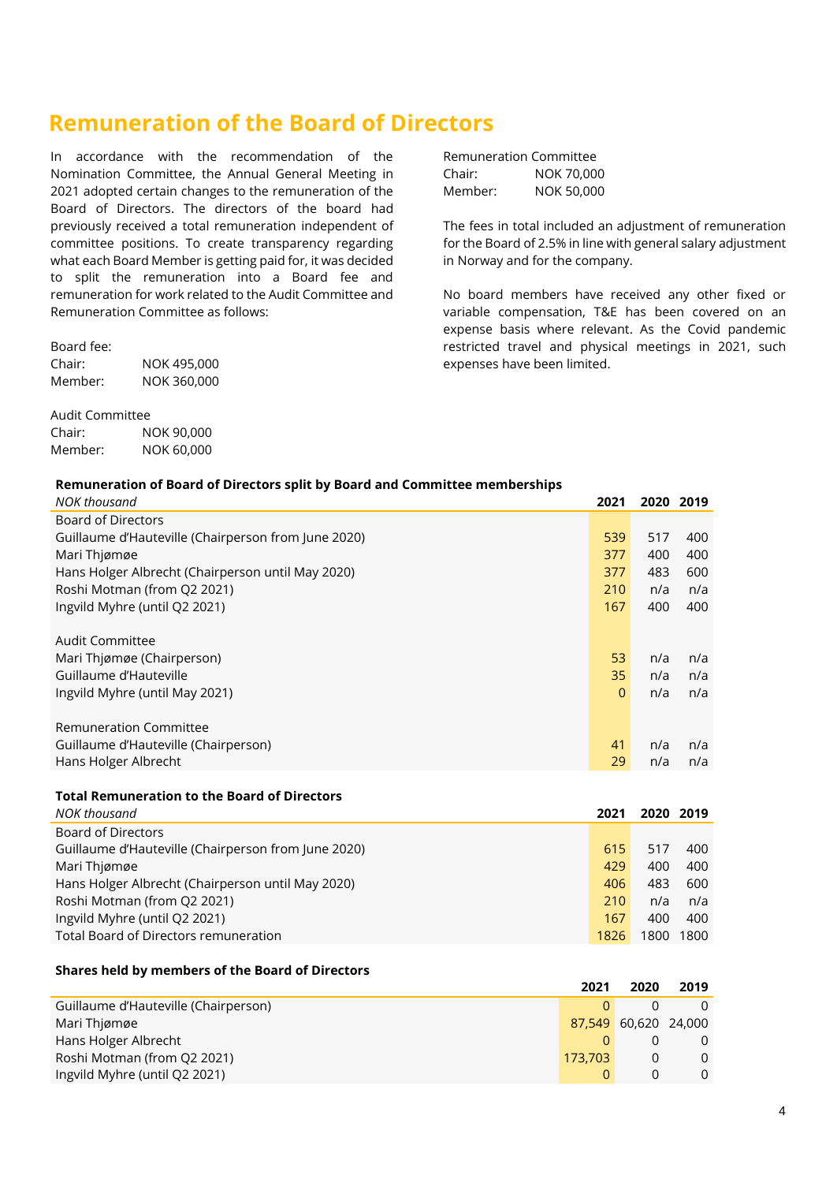# Remuneration of the Board of Directors

In accordance with the recommendation of the Nomination Committee, the Annual General Meeting in 2021 adopted certain changes to the remuneration of the Board of Directors. The directors of the board had previously received a total remuneration independent of committee positions. To create transparency regarding what each Board Member is getting paid for, it was decided to split the remuneration into a Board fee and remuneration for work related to the Audit Committee and Remuneration Committee as follows:

Board fee:

| | |
|---|---|
| Chair: | NOK 495,000 |
| Member: | NOK 360,000 |

Audit Committee

| | |
|---|---|
| Chair: | NOK 90,000 |
| Member: | NOK 60,000 |

Remuneration Committee

| | |
|---|---|
| Chair: | NOK 70,000 |
| Member: | NOK 50,000 |

The fees in total included an adjustment of remuneration for the Board of 2.5% in line with general salary adjustment in Norway and for the company.

No board members have received any other fixed or variable compensation, T&E has been covered on an expense basis where relevant. As the Covid pandemic restricted travel and physical meetings in 2021, such expenses have been limited.

**Remuneration of Board of Directors split by Board and Committee memberships**

| *NOK thousand* | 2021 | 2020 | 2019 |
|---|---|---|---|
| Board of Directors | | | |
| Guillaume d'Hauteville (Chairperson from June 2020) | 539 | 517 | 400 |
| Mari Thjømøe | 377 | 400 | 400 |
| Hans Holger Albrecht (Chairperson until May 2020) | 377 | 483 | 600 |
| Roshi Motman (from Q2 2021) | 210 | n/a | n/a |
| Ingvild Myhre (until Q2 2021) | 167 | 400 | 400 |
| | | | |
| Audit Committee | | | |
| Mari Thjømøe (Chairperson) | 53 | n/a | n/a |
| Guillaume d'Hauteville | 35 | n/a | n/a |
| Ingvild Myhre (until May 2021) | 0 | n/a | n/a |
| | | | |
| Remuneration Committee | | | |
| Guillaume d'Hauteville (Chairperson) | 41 | n/a | n/a |
| Hans Holger Albrecht | 29 | n/a | n/a |

**Total Remuneration to the Board of Directors**

| *NOK thousand* | 2021 | 2020 | 2019 |
|---|---|---|---|
| Board of Directors | | | |
| Guillaume d'Hauteville (Chairperson from June 2020) | 615 | 517 | 400 |
| Mari Thjømøe | 429 | 400 | 400 |
| Hans Holger Albrecht (Chairperson until May 2020) | 406 | 483 | 600 |
| Roshi Motman (from Q2 2021) | 210 | n/a | n/a |
| Ingvild Myhre (until Q2 2021) | 167 | 400 | 400 |
| Total Board of Directors remuneration | 1826 | 1800 | 1800 |

**Shares held by members of the Board of Directors**

| | 2021 | 2020 | 2019 |
|---|---|---|---|
| Guillaume d'Hauteville (Chairperson) | 0 | 0 | 0 |
| Mari Thjømøe | 87,549 | 60,620 | 24,000 |
| Hans Holger Albrecht | 0 | 0 | 0 |
| Roshi Motman (from Q2 2021) | 173,703 | 0 | 0 |
| Ingvild Myhre (until Q2 2021) | 0 | 0 | 0 |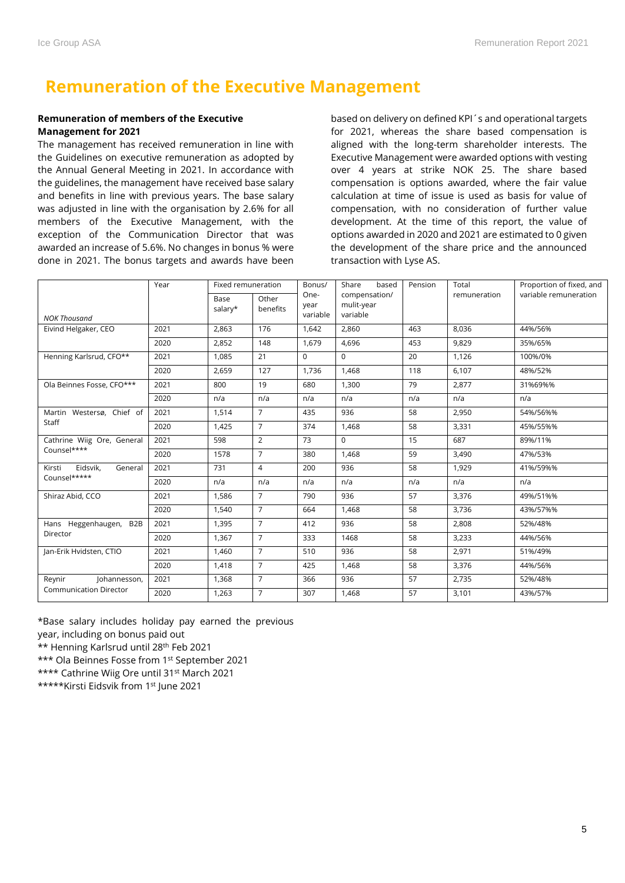# Remuneration of the Executive Management

**Remuneration of members of the Executive Management for 2021**

The management has received remuneration in line with the Guidelines on executive remuneration as adopted by the Annual General Meeting in 2021. In accordance with the guidelines, the management have received base salary and benefits in line with previous years. The base salary was adjusted in line with the organisation by 2.6% for all members of the Executive Management, with the exception of the Communication Director that was awarded an increase of 5.6%. No changes in bonus % were done in 2021. The bonus targets and awards have been based on delivery on defined KPI´s and operational targets for 2021, whereas the share based compensation is aligned with the long-term shareholder interests. The Executive Management were awarded options with vesting over 4 years at strike NOK 25. The share based compensation is options awarded, where the fair value calculation at time of issue is used as basis for value of compensation, with no consideration of further value development. At the time of this report, the value of options awarded in 2020 and 2021 are estimated to 0 given the development of the share price and the announced transaction with Lyse AS.

| *NOK Thousand* | Year | Fixed remuneration | | Bonus/ One-year variable | Share based compensation/ mulit-year variable | Pension | Total remuneration | Proportion of fixed, and variable remuneration |
|---|---|---|---|---|---|---|---|---|
| | | Base salary* | Other benefits | | | | | |
| Eivind Helgaker, CEO | 2021 | 2,863 | 176 | 1,642 | 2,860 | 463 | 8,036 | 44%/56% |
| | 2020 | 2,852 | 148 | 1,679 | 4,696 | 453 | 9,829 | 35%/65% |
| Henning Karlsrud, CFO** | 2021 | 1,085 | 21 | 0 | 0 | 20 | 1,126 | 100%/0% |
| | 2020 | 2,659 | 127 | 1,736 | 1,468 | 118 | 6,107 | 48%/52% |
| Ola Beinnes Fosse, CFO*** | 2021 | 800 | 19 | 680 | 1,300 | 79 | 2,877 | 31%69%% |
| | 2020 | n/a | n/a | n/a | n/a | n/a | n/a | n/a |
| Martin Westersø, Chief of Staff | 2021 | 1,514 | 7 | 435 | 936 | 58 | 2,950 | 54%/56%% |
| | 2020 | 1,425 | 7 | 374 | 1,468 | 58 | 3,331 | 45%/55%% |
| Cathrine Wiig Ore, General Counsel**** | 2021 | 598 | 2 | 73 | 0 | 15 | 687 | 89%/11% |
| | 2020 | 1578 | 7 | 380 | 1,468 | 59 | 3,490 | 47%/53% |
| Kirsti Eidsvik, General Counsel***** | 2021 | 731 | 4 | 200 | 936 | 58 | 1,929 | 41%/59%% |
| | 2020 | n/a | n/a | n/a | n/a | n/a | n/a | n/a |
| Shiraz Abid, CCO | 2021 | 1,586 | 7 | 790 | 936 | 57 | 3,376 | 49%/51%% |
| | 2020 | 1,540 | 7 | 664 | 1,468 | 58 | 3,736 | 43%/57%% |
| Hans Heggenhaugen, B2B Director | 2021 | 1,395 | 7 | 412 | 936 | 58 | 2,808 | 52%/48% |
| | 2020 | 1,367 | 7 | 333 | 1468 | 58 | 3,233 | 44%/56% |
| Jan-Erik Hvidsten, CTIO | 2021 | 1,460 | 7 | 510 | 936 | 58 | 2,971 | 51%/49% |
| | 2020 | 1,418 | 7 | 425 | 1,468 | 58 | 3,376 | 44%/56% |
| Reynir Johannesson, Communication Director | 2021 | 1,368 | 7 | 366 | 936 | 57 | 2,735 | 52%/48% |
| | 2020 | 1,263 | 7 | 307 | 1,468 | 57 | 3,101 | 43%/57% |

*Base salary includes holiday pay earned the previous year, including on bonus paid out

** Henning Karlsrud until 28th Feb 2021

*** Ola Beinnes Fosse from 1st September 2021

**** Cathrine Wiig Ore until 31st March 2021

*****Kirsti Eidsvik from 1st June 2021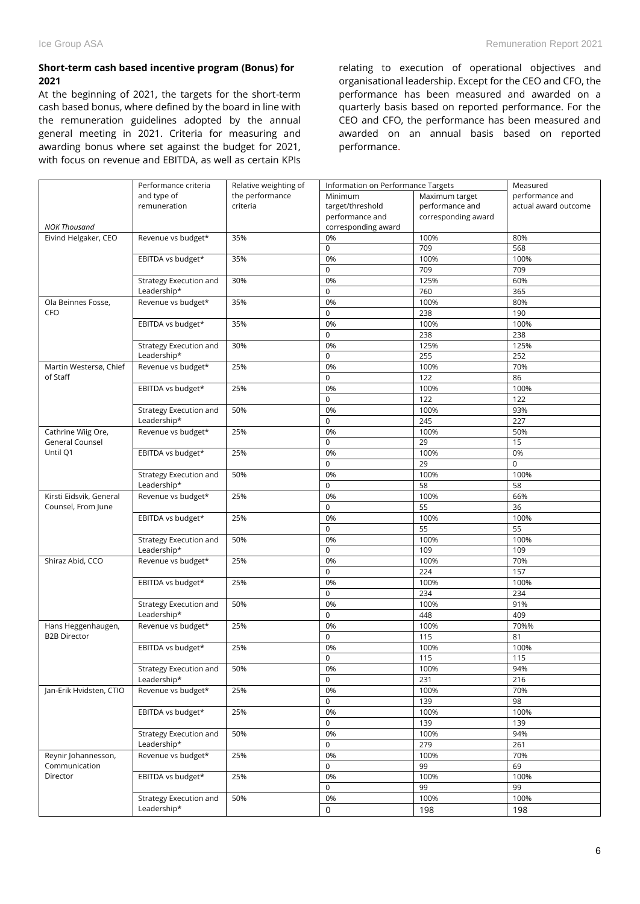**Short-term cash based incentive program (Bonus) for 2021**

At the beginning of 2021, the targets for the short-term cash based bonus, where defined by the board in line with the remuneration guidelines adopted by the annual general meeting in 2021. Criteria for measuring and awarding bonus where set against the budget for 2021, with focus on revenue and EBITDA, as well as certain KPIs relating to execution of operational objectives and organisational leadership. Except for the CEO and CFO, the performance has been measured and awarded on a quarterly basis based on reported performance. For the CEO and CFO, the performance has been measured and awarded on an annual basis based on reported performance.

| *NOK Thousand* | Performance criteria and type of remuneration | Relative weighting of the performance criteria | Information on Performance Targets | | Measured performance and actual award outcome |
|---|---|---|---|---|---|
| | | | Minimum target/threshold performance and corresponding award | Maximum target performance and corresponding award | |
| Eivind Helgaker, CEO | Revenue vs budget* | 35% | 0% | 100% | 80% |
| | | | 0 | 709 | 568 |
| | EBITDA vs budget* | 35% | 0% | 100% | 100% |
| | | | 0 | 709 | 709 |
| | Strategy Execution and Leadership* | 30% | 0% | 125% | 60% |
| | | | 0 | 760 | 365 |
| Ola Beinnes Fosse, CFO | Revenue vs budget* | 35% | 0% | 100% | 80% |
| | | | 0 | 238 | 190 |
| | EBITDA vs budget* | 35% | 0% | 100% | 100% |
| | | | 0 | 238 | 238 |
| | Strategy Execution and Leadership* | 30% | 0% | 125% | 125% |
| | | | 0 | 255 | 252 |
| Martin Westersø, Chief of Staff | Revenue vs budget* | 25% | 0% | 100% | 70% |
| | | | 0 | 122 | 86 |
| | EBITDA vs budget* | 25% | 0% | 100% | 100% |
| | | | 0 | 122 | 122 |
| | Strategy Execution and Leadership* | 50% | 0% | 100% | 93% |
| | | | 0 | 245 | 227 |
| Cathrine Wiig Ore, General Counsel Until Q1 | Revenue vs budget* | 25% | 0% | 100% | 50% |
| | | | 0 | 29 | 15 |
| | EBITDA vs budget* | 25% | 0% | 100% | 0% |
| | | | 0 | 29 | 0 |
| | Strategy Execution and Leadership* | 50% | 0% | 100% | 100% |
| | | | 0 | 58 | 58 |
| Kirsti Eidsvik, General Counsel, From June | Revenue vs budget* | 25% | 0% | 100% | 66% |
| | | | 0 | 55 | 36 |
| | EBITDA vs budget* | 25% | 0% | 100% | 100% |
| | | | 0 | 55 | 55 |
| | Strategy Execution and Leadership* | 50% | 0% | 100% | 100% |
| | | | 0 | 109 | 109 |
| Shiraz Abid, CCO | Revenue vs budget* | 25% | 0% | 100% | 70% |
| | | | 0 | 224 | 157 |
| | EBITDA vs budget* | 25% | 0% | 100% | 100% |
| | | | 0 | 234 | 234 |
| | Strategy Execution and Leadership* | 50% | 0% | 100% | 91% |
| | | | 0 | 448 | 409 |
| Hans Heggenhaugen, B2B Director | Revenue vs budget* | 25% | 0% | 100% | 70%% |
| | | | 0 | 115 | 81 |
| | EBITDA vs budget* | 25% | 0% | 100% | 100% |
| | | | 0 | 115 | 115 |
| | Strategy Execution and Leadership* | 50% | 0% | 100% | 94% |
| | | | 0 | 231 | 216 |
| Jan-Erik Hvidsten, CTIO | Revenue vs budget* | 25% | 0% | 100% | 70% |
| | | | 0 | 139 | 98 |
| | EBITDA vs budget* | 25% | 0% | 100% | 100% |
| | | | 0 | 139 | 139 |
| | Strategy Execution and Leadership* | 50% | 0% | 100% | 94% |
| | | | 0 | 279 | 261 |
| Reynir Johannesson, Communication Director | Revenue vs budget* | 25% | 0% | 100% | 70% |
| | | | 0 | 99 | 69 |
| | EBITDA vs budget* | 25% | 0% | 100% | 100% |
| | | | 0 | 99 | 99 |
| | Strategy Execution and Leadership* | 50% | 0% | 100% | 100% |
| | | | 0 | 198 | 198 |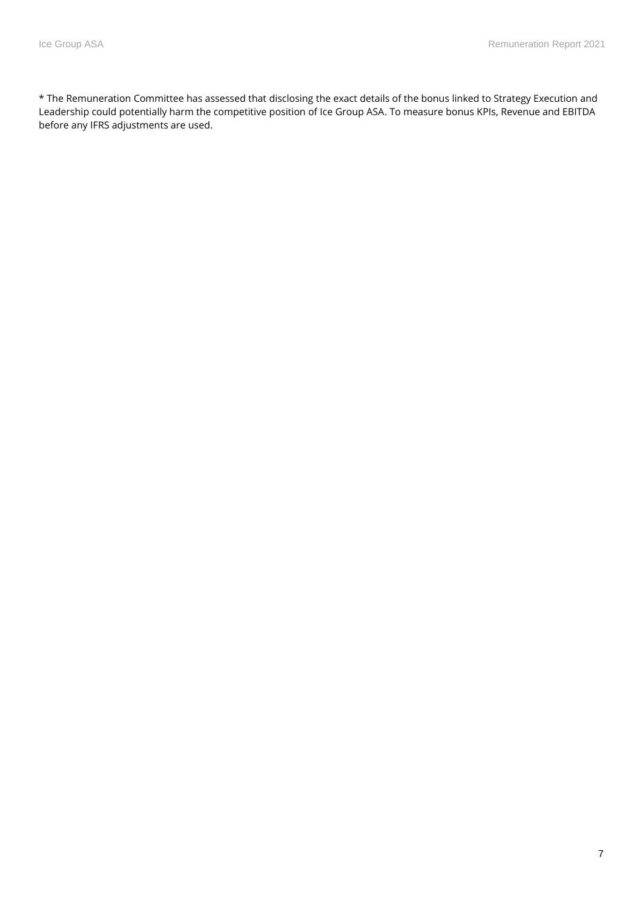* The Remuneration Committee has assessed that disclosing the exact details of the bonus linked to Strategy Execution and Leadership could potentially harm the competitive position of Ice Group ASA. To measure bonus KPIs, Revenue and EBITDA before any IFRS adjustments are used.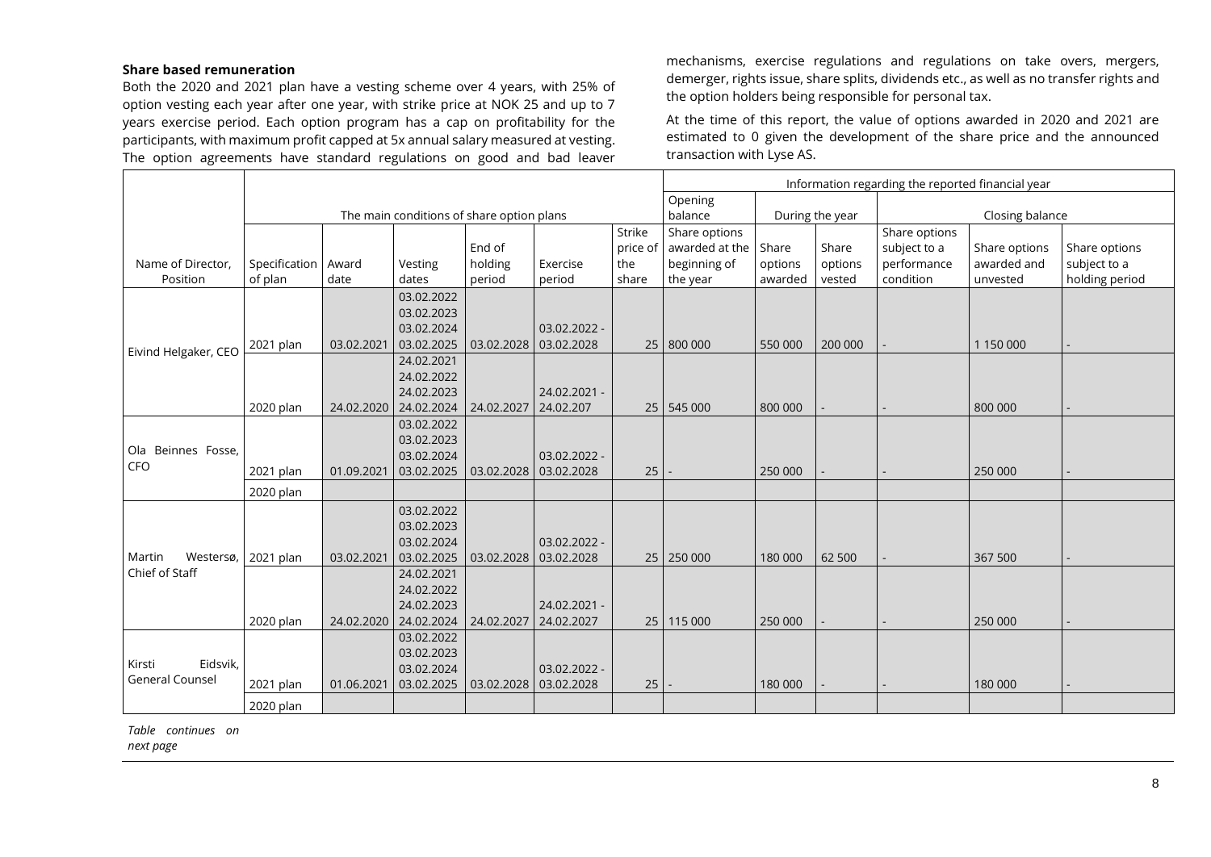**Share based remuneration**

Both the 2020 and 2021 plan have a vesting scheme over 4 years, with 25% of option vesting each year after one year, with strike price at NOK 25 and up to 7 years exercise period. Each option program has a cap on profitability for the participants, with maximum profit capped at 5x annual salary measured at vesting. The option agreements have standard regulations on good and bad leaver mechanisms, exercise regulations and regulations on take overs, mergers, demerger, rights issue, share splits, dividends etc., as well as no transfer rights and the option holders being responsible for personal tax.

At the time of this report, the value of options awarded in 2020 and 2021 are estimated to 0 given the development of the share price and the announced transaction with Lyse AS.

| | The main conditions of share option plans | | | | | | Information regarding the reported financial year | | | | | |
|---|---|---|---|---|---|---|---|---|---|---|---|---|
| | | | | | | | Opening balance | During the year | | Closing balance | | |
| Name of Director, Position | Specification of plan | Award date | Vesting dates | End of holding period | Exercise period | Strike price of the share | Share options awarded at the beginning of the year | Share options awarded | Share options vested | Share options subject to a performance condition | Share options awarded and unvested | Share options subject to a holding period |
| Eivind Helgaker, CEO | 2021 plan | 03.02.2021 | 03.02.2022 03.02.2023 03.02.2024 03.02.2025 | 03.02.2028 | 03.02.2022 - 03.02.2028 | 25 | 800 000 | 550 000 | 200 000 | - | 1 150 000 | - |
| | 2020 plan | 24.02.2020 | 24.02.2021 24.02.2022 24.02.2023 24.02.2024 | 24.02.2027 | 24.02.2021 - 24.02.207 | 25 | 545 000 | 800 000 | - | - | 800 000 | - |
| Ola Beinnes Fosse, CFO | 2021 plan | 01.09.2021 | 03.02.2022 03.02.2023 03.02.2024 03.02.2025 | 03.02.2028 | 03.02.2022 - 03.02.2028 | 25 | - | 250 000 | - | - | 250 000 | - |
| | 2020 plan | | | | | | | | | | | |
| Martin Westersø, Chief of Staff | 2021 plan | 03.02.2021 | 03.02.2022 03.02.2023 03.02.2024 03.02.2025 | 03.02.2028 | 03.02.2022 - 03.02.2028 | 25 | 250 000 | 180 000 | 62 500 | - | 367 500 | - |
| | 2020 plan | 24.02.2020 | 24.02.2021 24.02.2022 24.02.2023 24.02.2024 | 24.02.2027 | 24.02.2021 - 24.02.2027 | 25 | 115 000 | 250 000 | - | - | 250 000 | - |
| Kirsti Eidsvik, General Counsel | 2021 plan | 01.06.2021 | 03.02.2022 03.02.2023 03.02.2024 03.02.2025 | 03.02.2028 | 03.02.2022 - 03.02.2028 | 25 | - | 180 000 | - | - | 180 000 | - |
| | 2020 plan | | | | | | | | | | | |

*Table continues on next page*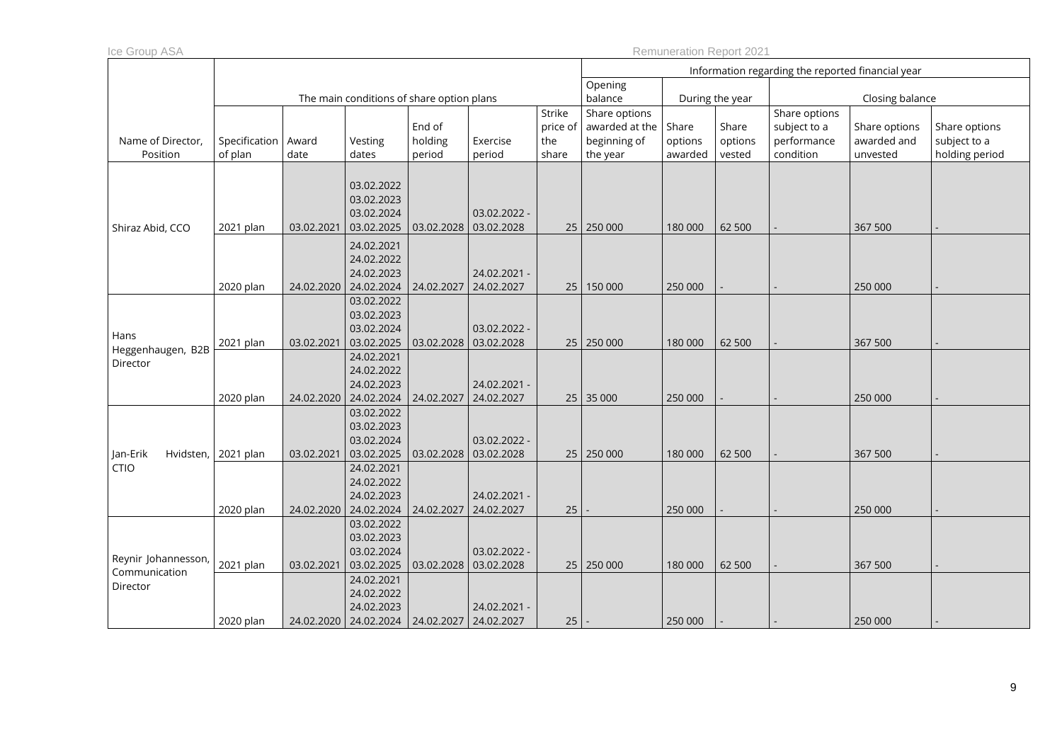| Name of Director, Position | The main conditions of share option plans | | | | | | Information regarding the reported financial year | | | | | |
|---|---|---|---|---|---|---|---|---|---|---|---|---|
| | | | | | | | Opening balance | During the year | | Closing balance | | |
| | Specification of plan | Award date | Vesting dates | End of holding period | Exercise period | Strike price of the share | Share options awarded at the beginning of the year | Share options awarded | Share options vested | Share options subject to a performance condition | Share options awarded and unvested | Share options subject to a holding period |
| Shiraz Abid, CCO | 2021 plan | 03.02.2021 | 03.02.2022 03.02.2023 03.02.2024 03.02.2025 | 03.02.2028 | 03.02.2022 - 03.02.2028 | 25 | 250 000 | 180 000 | 62 500 | - | 367 500 | - |
| | 2020 plan | 24.02.2020 | 24.02.2021 24.02.2022 24.02.2023 24.02.2024 | 24.02.2027 | 24.02.2021 - 24.02.2027 | 25 | 150 000 | 250 000 | - | - | 250 000 | - |
| Hans Heggenhaugen, B2B Director | 2021 plan | 03.02.2021 | 03.02.2022 03.02.2023 03.02.2024 03.02.2025 | 03.02.2028 | 03.02.2022 - 03.02.2028 | 25 | 250 000 | 180 000 | 62 500 | - | 367 500 | - |
| | 2020 plan | 24.02.2020 | 24.02.2021 24.02.2022 24.02.2023 24.02.2024 | 24.02.2027 | 24.02.2021 - 24.02.2027 | 25 | 35 000 | 250 000 | - | - | 250 000 | - |
| Jan-Erik Hvidsten, CTIO | 2021 plan | 03.02.2021 | 03.02.2022 03.02.2023 03.02.2024 03.02.2025 | 03.02.2028 | 03.02.2022 - 03.02.2028 | 25 | 250 000 | 180 000 | 62 500 | - | 367 500 | - |
| | 2020 plan | 24.02.2020 | 24.02.2021 24.02.2022 24.02.2023 24.02.2024 | 24.02.2027 | 24.02.2021 - 24.02.2027 | 25 | - | 250 000 | - | - | 250 000 | - |
| Reynir Johannesson, Communication Director | 2021 plan | 03.02.2021 | 03.02.2022 03.02.2023 03.02.2024 03.02.2025 | 03.02.2028 | 03.02.2022 - 03.02.2028 | 25 | 250 000 | 180 000 | 62 500 | - | 367 500 | - |
| | 2020 plan | 24.02.2020 | 24.02.2021 24.02.2022 24.02.2023 24.02.2024 | 24.02.2027 | 24.02.2021 - 24.02.2027 | 25 | - | 250 000 | - | - | 250 000 | - |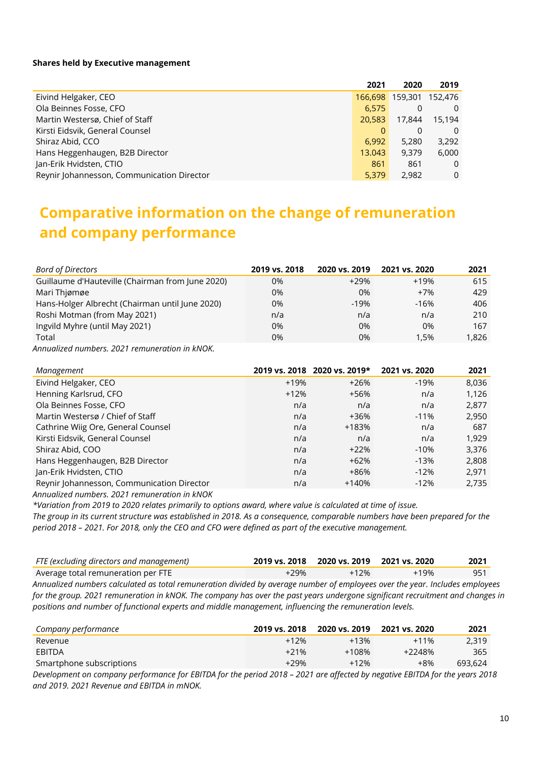**Shares held by Executive management**

| | 2021 | 2020 | 2019 |
|---|---|---|---|
| Eivind Helgaker, CEO | 166,698 | 159,301 | 152,476 |
| Ola Beinnes Fosse, CFO | 6,575 | 0 | 0 |
| Martin Westersø, Chief of Staff | 20,583 | 17,844 | 15,194 |
| Kirsti Eidsvik, General Counsel | 0 | 0 | 0 |
| Shiraz Abid, CCO | 6,992 | 5,280 | 3,292 |
| Hans Heggenhaugen, B2B Director | 13.043 | 9,379 | 6,000 |
| Jan-Erik Hvidsten, CTIO | 861 | 861 | 0 |
| Reynir Johannesson, Communication Director | 5,379 | 2,982 | 0 |

# Comparative information on the change of remuneration and company performance

| *Bord of Directors* | 2019 vs. 2018 | 2020 vs. 2019 | 2021 vs. 2020 | 2021 |
|---|---|---|---|---|
| Guillaume d'Hauteville (Chairman from June 2020) | 0% | +29% | +19% | 615 |
| Mari Thjømøe | 0% | 0% | +7% | 429 |
| Hans-Holger Albrecht (Chairman until June 2020) | 0% | -19% | -16% | 406 |
| Roshi Motman (from May 2021) | n/a | n/a | n/a | 210 |
| Ingvild Myhre (until May 2021) | 0% | 0% | 0% | 167 |
| Total | 0% | 0% | 1,5% | 1,826 |

*Annualized numbers. 2021 remuneration in kNOK.*

| *Management* | 2019 vs. 2018 | 2020 vs. 2019* | 2021 vs. 2020 | 2021 |
|---|---|---|---|---|
| Eivind Helgaker, CEO | +19% | +26% | -19% | 8,036 |
| Henning Karlsrud, CFO | +12% | +56% | n/a | 1,126 |
| Ola Beinnes Fosse, CFO | n/a | n/a | n/a | 2,877 |
| Martin Westersø / Chief of Staff | n/a | +36% | -11% | 2,950 |
| Cathrine Wiig Ore, General Counsel | n/a | +183% | n/a | 687 |
| Kirsti Eidsvik, General Counsel | n/a | n/a | n/a | 1,929 |
| Shiraz Abid, COO | n/a | +22% | -10% | 3,376 |
| Hans Heggenhaugen, B2B Director | n/a | +62% | -13% | 2,808 |
| Jan-Erik Hvidsten, CTIO | n/a | +86% | -12% | 2,971 |
| Reynir Johannesson, Communication Director | n/a | +140% | -12% | 2,735 |

*Annualized numbers. 2021 remuneration in kNOK*

*\*Variation from 2019 to 2020 relates primarily to options award, where value is calculated at time of issue.*

*The group in its current structure was established in 2018. As a consequence, comparable numbers have been prepared for the period 2018 – 2021. For 2018, only the CEO and CFO were defined as part of the executive management.*

| *FTE (excluding directors and management)* | 2019 vs. 2018 | 2020 vs. 2019 | 2021 vs. 2020 | 2021 |
|---|---|---|---|---|
| Average total remuneration per FTE | +29% | +12% | +19% | 951 |

*Annualized numbers calculated as total remuneration divided by average number of employees over the year. Includes employees for the group. 2021 remuneration in kNOK. The company has over the past years undergone significant recruitment and changes in positions and number of functional experts and middle management, influencing the remuneration levels.*

| *Company performance* | 2019 vs. 2018 | 2020 vs. 2019 | 2021 vs. 2020 | 2021 |
|---|---|---|---|---|
| Revenue | +12% | +13% | +11% | 2,319 |
| EBITDA | +21% | +108% | +2248% | 365 |
| Smartphone subscriptions | +29% | +12% | +8% | 693,624 |

*Development on company performance for EBITDA for the period 2018 – 2021 are affected by negative EBITDA for the years 2018 and 2019. 2021 Revenue and EBITDA in mNOK.*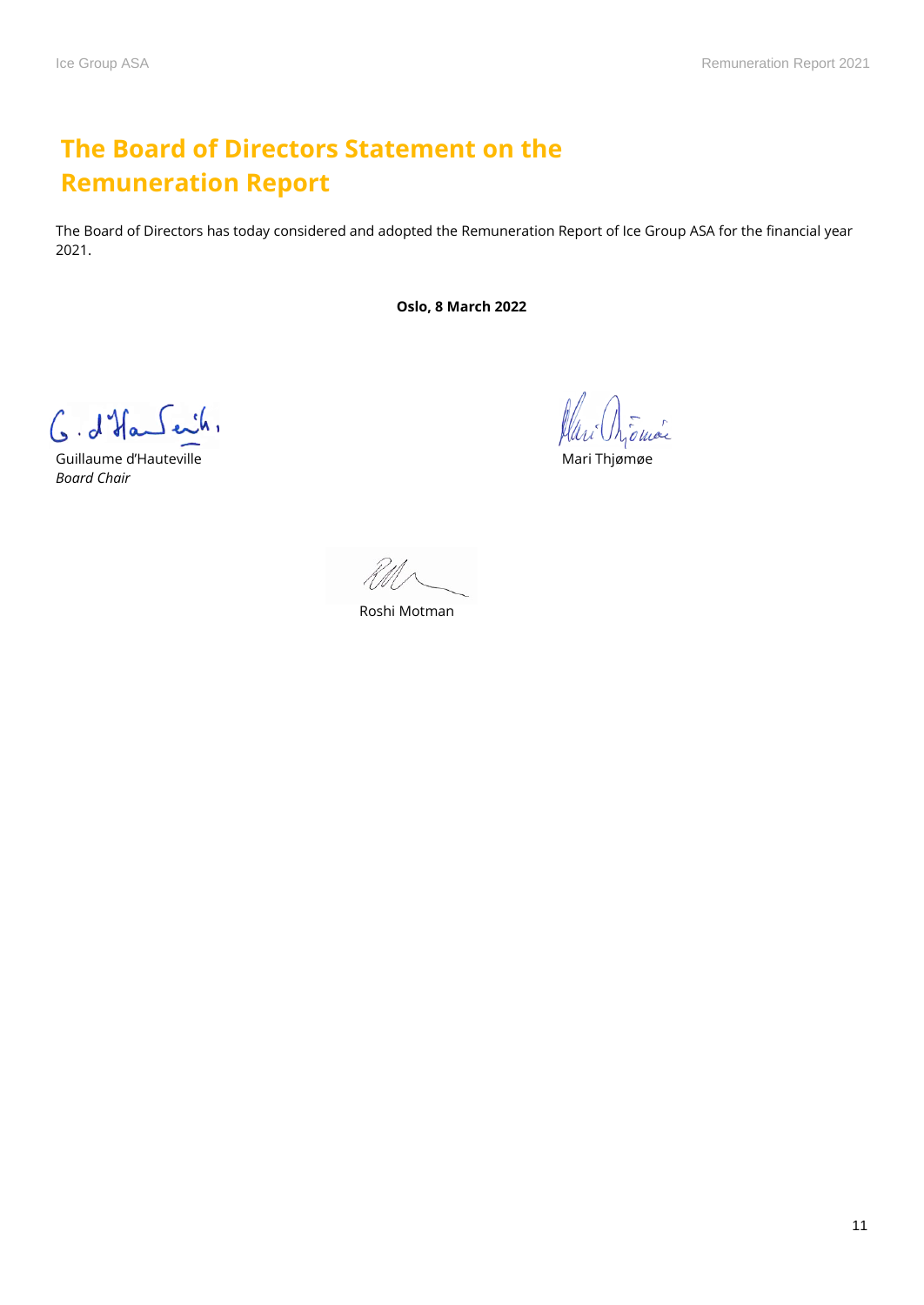# The Board of Directors Statement on the Remuneration Report

The Board of Directors has today considered and adopted the Remuneration Report of Ice Group ASA for the financial year 2021.

**Oslo, 8 March 2022**

Guillaume d'Hauteville
*Board Chair*

Mari Thjømøe

Roshi Motman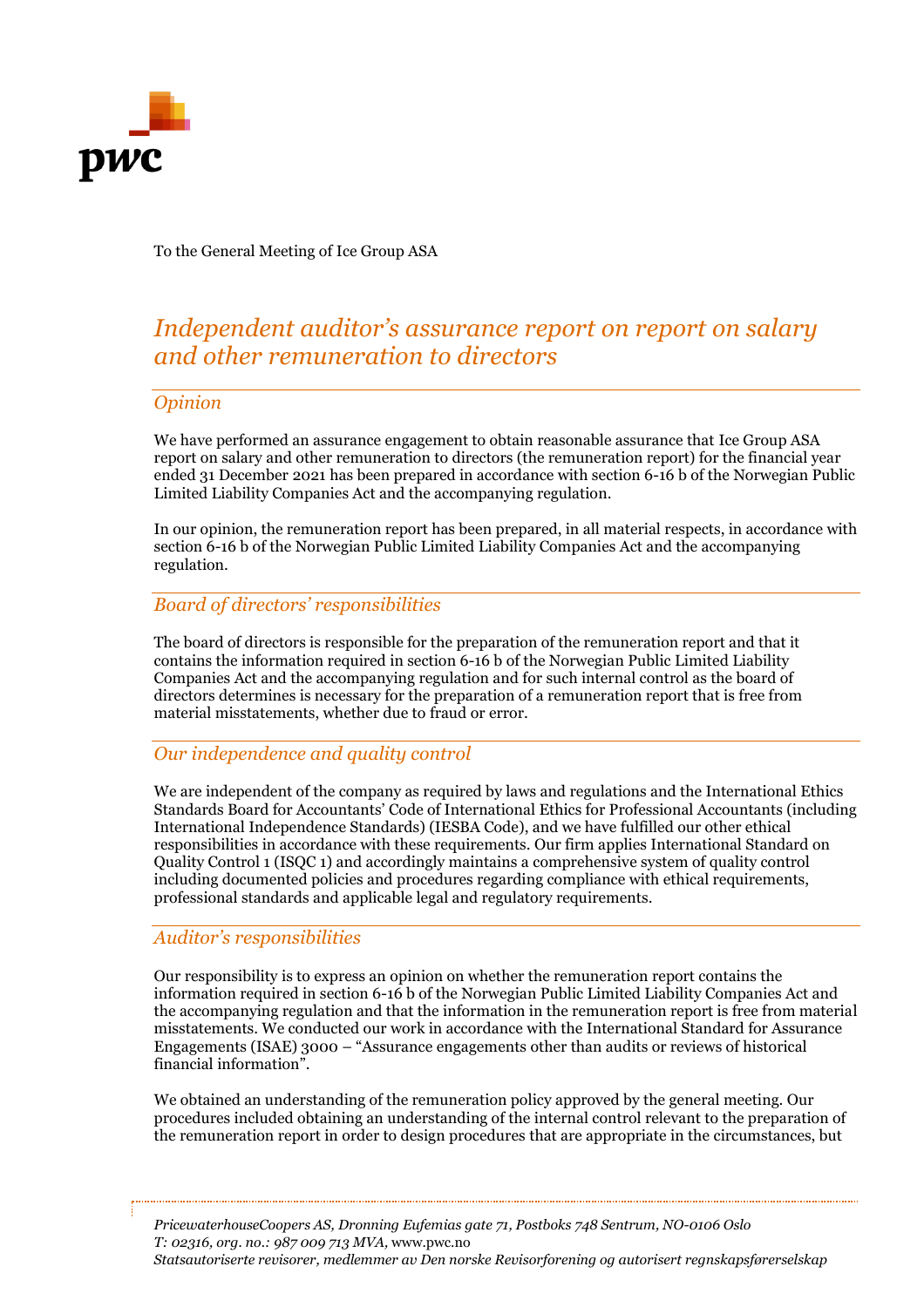To the General Meeting of Ice Group ASA

# *Independent auditor's assurance report on report on salary and other remuneration to directors*

## *Opinion*

We have performed an assurance engagement to obtain reasonable assurance that Ice Group ASA report on salary and other remuneration to directors (the remuneration report) for the financial year ended 31 December 2021 has been prepared in accordance with section 6-16 b of the Norwegian Public Limited Liability Companies Act and the accompanying regulation.

In our opinion, the remuneration report has been prepared, in all material respects, in accordance with section 6-16 b of the Norwegian Public Limited Liability Companies Act and the accompanying regulation.

## *Board of directors' responsibilities*

The board of directors is responsible for the preparation of the remuneration report and that it contains the information required in section 6-16 b of the Norwegian Public Limited Liability Companies Act and the accompanying regulation and for such internal control as the board of directors determines is necessary for the preparation of a remuneration report that is free from material misstatements, whether due to fraud or error.

## *Our independence and quality control*

We are independent of the company as required by laws and regulations and the International Ethics Standards Board for Accountants' Code of International Ethics for Professional Accountants (including International Independence Standards) (IESBA Code), and we have fulfilled our other ethical responsibilities in accordance with these requirements. Our firm applies International Standard on Quality Control 1 (ISQC 1) and accordingly maintains a comprehensive system of quality control including documented policies and procedures regarding compliance with ethical requirements, professional standards and applicable legal and regulatory requirements.

## *Auditor's responsibilities*

Our responsibility is to express an opinion on whether the remuneration report contains the information required in section 6-16 b of the Norwegian Public Limited Liability Companies Act and the accompanying regulation and that the information in the remuneration report is free from material misstatements. We conducted our work in accordance with the International Standard for Assurance Engagements (ISAE) 3000 – "Assurance engagements other than audits or reviews of historical financial information".

We obtained an understanding of the remuneration policy approved by the general meeting. Our procedures included obtaining an understanding of the internal control relevant to the preparation of the remuneration report in order to design procedures that are appropriate in the circumstances, but

*PricewaterhouseCoopers AS, Dronning Eufemias gate 71, Postboks 748 Sentrum, NO-0106 Oslo*
*T: 02316, org. no.: 987 009 713 MVA,* www.pwc.no
*Statsautoriserte revisorer, medlemmer av Den norske Revisorforening og autorisert regnskapsførerselskap*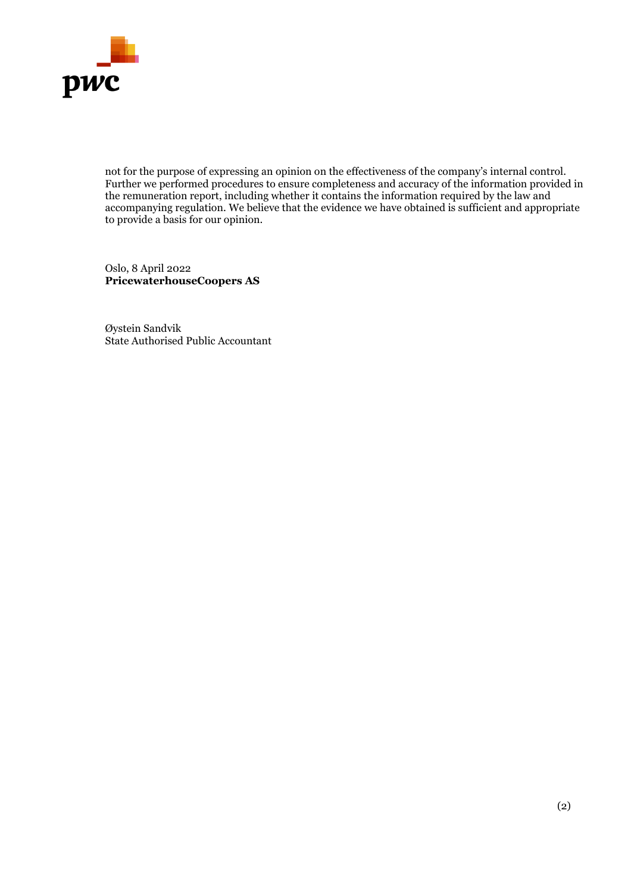not for the purpose of expressing an opinion on the effectiveness of the company's internal control. Further we performed procedures to ensure completeness and accuracy of the information provided in the remuneration report, including whether it contains the information required by the law and accompanying regulation. We believe that the evidence we have obtained is sufficient and appropriate to provide a basis for our opinion.

Oslo, 8 April 2022
**PricewaterhouseCoopers AS**

Øystein Sandvik
State Authorised Public Accountant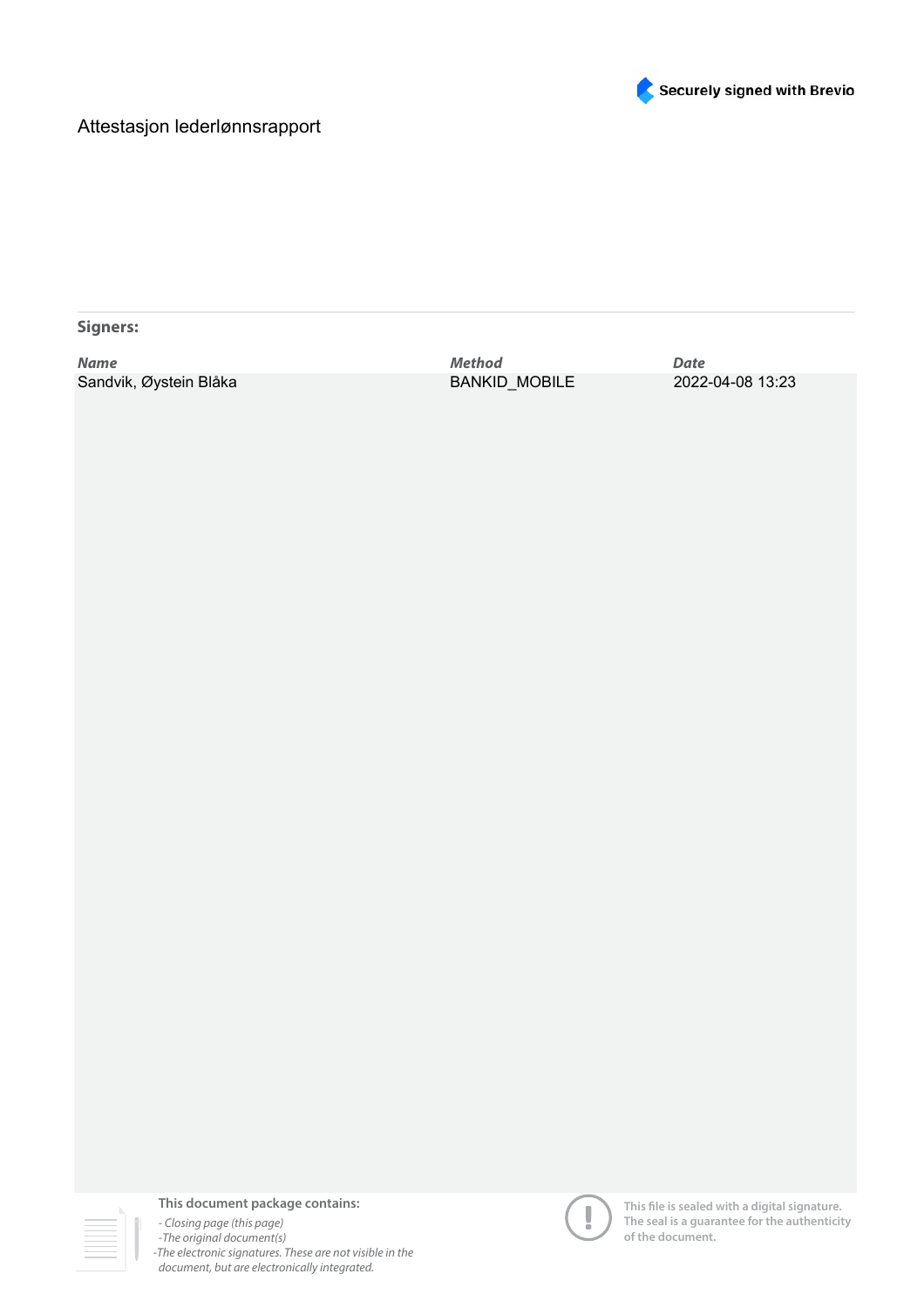Securely signed with Brevio

Attestasjon lederlønnsrapport

**Signers:**

| *Name* | *Method* | *Date* |
|---|---|---|
| Sandvik, Øystein Blåka | BANKID_MOBILE | 2022-04-08 13:23 |

**This document package contains:**

*- Closing page (this page)*
*-The original document(s)*
*-The electronic signatures. These are not visible in the document, but are electronically integrated.*

This file is sealed with a digital signature. The seal is a guarantee for the authenticity of the document.